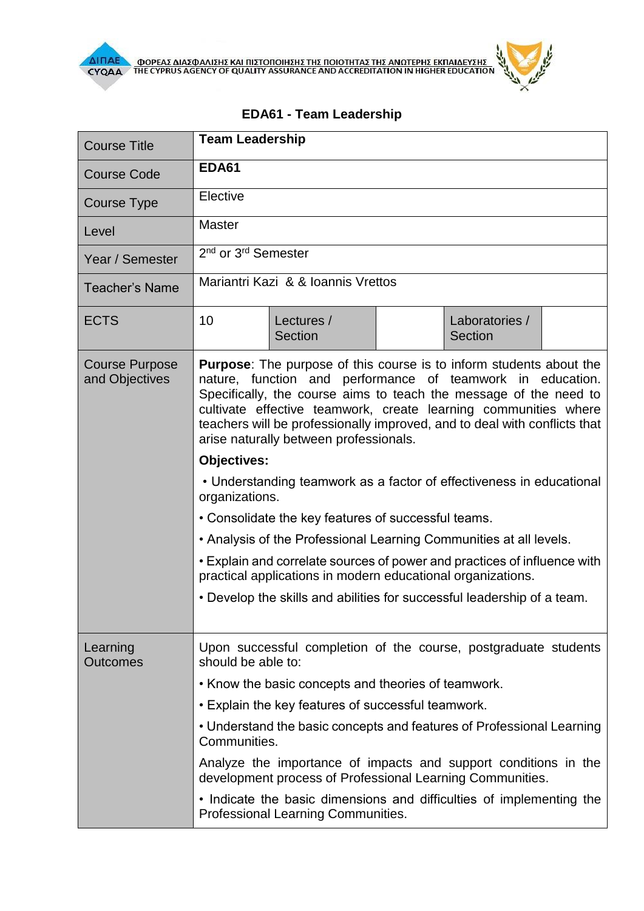ΦΟΡΕΑΣ ΔΙΑΣΦΑΛΙΣΗΣ ΚΑΙ ΠΙΣΤΟΠΟΙΗΣΗΣ ΤΗΣ ΠΟΙΟΤΗΤΑΣ ΤΗΣ ΑΝΩΤΕΡΗΣ ΕΚΠΑΙΔΕΥΣΗΣ
THE CYPRUS AGENCY OF QUALITY ASSURANCE AND ACCREDITATION IN HIGHER EDUCATION

## EDA61 - Team Leadership

| Course Title | **Team Leadership** | | | |
|---|---|---|---|---|
| Course Code | **EDA61** | | | |
| Course Type | Elective | | | |
| Level | Master | | | |
| Year / Semester | 2nd or 3rd Semester | | | |
| Teacher's Name | Mariantri Kazi & & Ioannis Vrettos | | | |
| ECTS | 10 | Lectures / Section | | Laboratories / Section |
| Course Purpose and Objectives | **Purpose**: The purpose of this course is to inform students about the nature, function and performance of teamwork in education. Specifically, the course aims to teach the message of the need to cultivate effective teamwork, create learning communities where teachers will be professionally improved, and to deal with conflicts that arise naturally between professionals.<br><br>**Objectives:**<br><br>• Understanding teamwork as a factor of effectiveness in educational organizations.<br><br>• Consolidate the key features of successful teams.<br><br>• Analysis of the Professional Learning Communities at all levels.<br><br>• Explain and correlate sources of power and practices of influence with practical applications in modern educational organizations.<br><br>• Develop the skills and abilities for successful leadership of a team. | | | |
| Learning Outcomes | Upon successful completion of the course, postgraduate students should be able to:<br><br>• Know the basic concepts and theories of teamwork.<br><br>• Explain the key features of successful teamwork.<br><br>• Understand the basic concepts and features of Professional Learning Communities.<br><br>Analyze the importance of impacts and support conditions in the development process of Professional Learning Communities.<br><br>• Indicate the basic dimensions and difficulties of implementing the Professional Learning Communities. | | | |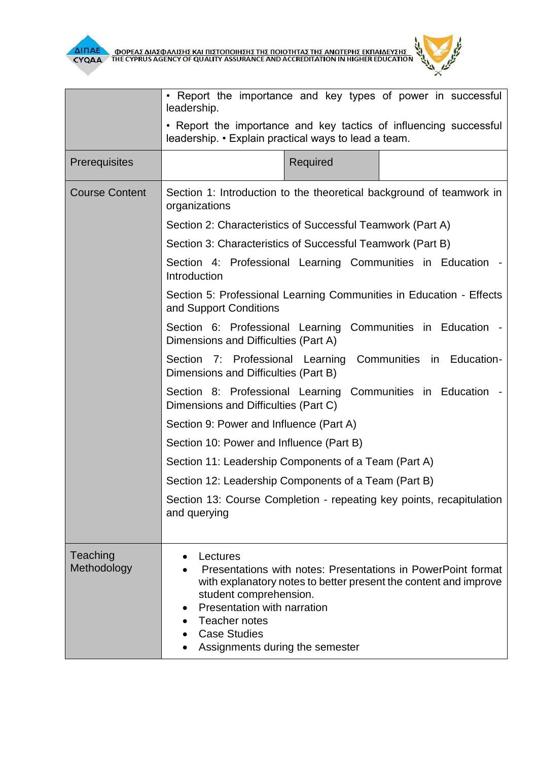| | | | |
|---|---|---|---|
| | • Report the importance and key types of power in successful leadership.<br><br>• Report the importance and key tactics of influencing successful leadership. • Explain practical ways to lead a team. | | |
| Prerequisites | | Required | |
| Course Content | Section 1: Introduction to the theoretical background of teamwork in organizations<br><br>Section 2: Characteristics of Successful Teamwork (Part A)<br><br>Section 3: Characteristics of Successful Teamwork (Part B)<br><br>Section 4: Professional Learning Communities in Education - Introduction<br><br>Section 5: Professional Learning Communities in Education - Effects and Support Conditions<br><br>Section 6: Professional Learning Communities in Education - Dimensions and Difficulties (Part A)<br><br>Section 7: Professional Learning Communities in Education- Dimensions and Difficulties (Part B)<br><br>Section 8: Professional Learning Communities in Education - Dimensions and Difficulties (Part C)<br><br>Section 9: Power and Influence (Part A)<br><br>Section 10: Power and Influence (Part B)<br><br>Section 11: Leadership Components of a Team (Part A)<br><br>Section 12: Leadership Components of a Team (Part B)<br><br>Section 13: Course Completion - repeating key points, recapitulation and querying | | |
| Teaching Methodology | • Lectures<br>• Presentations with notes: Presentations in PowerPoint format with explanatory notes to better present the content and improve student comprehension.<br>• Presentation with narration<br>• Teacher notes<br>• Case Studies<br>• Assignments during the semester | | |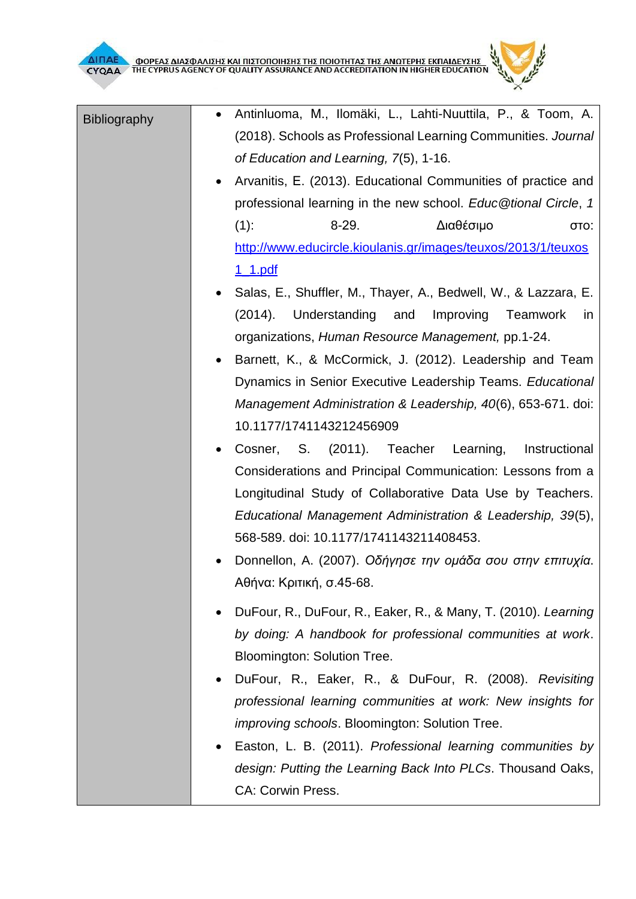| Bibliography | • Antinluoma, M., Ilomäki, L., Lahti-Nuuttila, P., & Toom, A. (2018). Schools as Professional Learning Communities. *Journal of Education and Learning, 7*(5), 1-16.<br>• Arvanitis, E. (2013). Educational Communities of practice and professional learning in the new school. *Educ@tional Circle*, *1* (1): 8-29. Διαθέσιμο στο: http://www.educircle.kioulanis.gr/images/teuxos/2013/1/teuxos1_1.pdf<br>• Salas, E., Shuffler, M., Thayer, A., Bedwell, W., & Lazzara, E. (2014). Understanding and Improving Teamwork in organizations, *Human Resource Management,* pp.1-24.<br>• Barnett, K., & McCormick, J. (2012). Leadership and Team Dynamics in Senior Executive Leadership Teams. *Educational Management Administration & Leadership, 40*(6), 653-671. doi: 10.1177/1741143212456909<br>• Cosner, S. (2011). Teacher Learning, Instructional Considerations and Principal Communication: Lessons from a Longitudinal Study of Collaborative Data Use by Teachers. *Educational Management Administration & Leadership, 39*(5), 568-589. doi: 10.1177/1741143211408453.<br>• Donnellon, A. (2007). *Οδήγησε την ομάδα σου στην επιτυχία*. Αθήνα: Κριτική, σ.45-68.<br>• DuFour, R., DuFour, R., Eaker, R., & Many, T. (2010). *Learning by doing: A handbook for professional communities at work*. Bloomington: Solution Tree.<br>• DuFour, R., Eaker, R., & DuFour, R. (2008). *Revisiting professional learning communities at work: New insights for improving schools*. Bloomington: Solution Tree.<br>• Easton, L. B. (2011). *Professional learning communities by design: Putting the Learning Back Into PLCs*. Thousand Oaks, CA: Corwin Press. |
|---|---|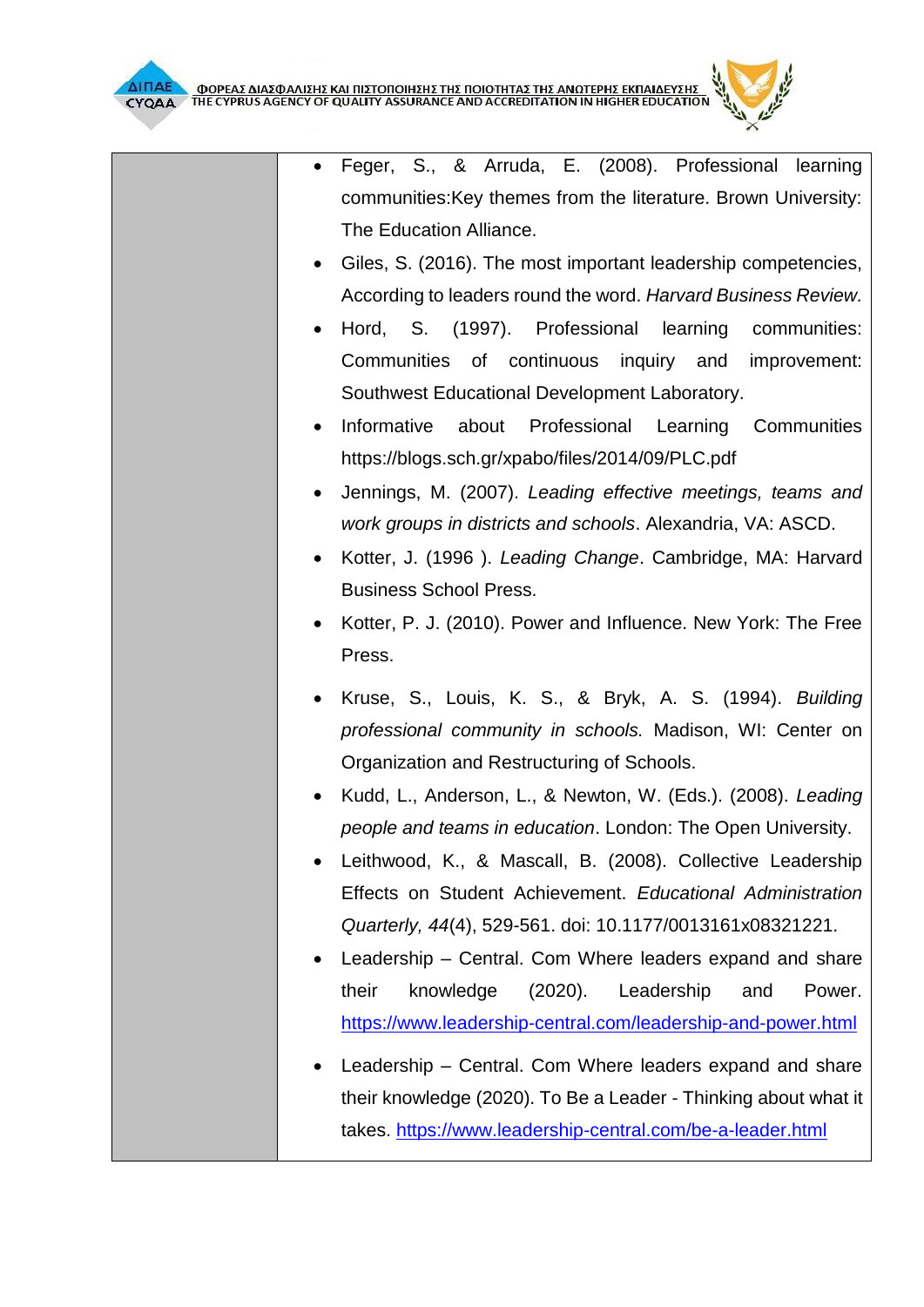- Feger, S., & Arruda, E. (2008). Professional learning communities:Key themes from the literature. Brown University: The Education Alliance.
- Giles, S. (2016). The most important leadership competencies, According to leaders round the word. *Harvard Business Review.*
- Hord, S. (1997). Professional learning communities: Communities of continuous inquiry and improvement: Southwest Educational Development Laboratory.
- Informative about Professional Learning Communities https://blogs.sch.gr/xpabo/files/2014/09/PLC.pdf
- Jennings, M. (2007). *Leading effective meetings, teams and work groups in districts and schools*. Alexandria, VA: ASCD.
- Kotter, J. (1996 ). *Leading Change*. Cambridge, MA: Harvard Business School Press.
- Kotter, P. J. (2010). Power and Influence. New York: The Free Press.
- Kruse, S., Louis, K. S., & Bryk, A. S. (1994). *Building professional community in schools.* Madison, WI: Center on Organization and Restructuring of Schools.
- Kudd, L., Anderson, L., & Newton, W. (Eds.). (2008). *Leading people and teams in education*. London: The Open University.
- Leithwood, K., & Mascall, B. (2008). Collective Leadership Effects on Student Achievement. *Educational Administration Quarterly, 44*(4), 529-561. doi: 10.1177/0013161x08321221.
- Leadership – Central. Com Where leaders expand and share their knowledge (2020). Leadership and Power. https://www.leadership-central.com/leadership-and-power.html
- Leadership – Central. Com Where leaders expand and share their knowledge (2020). To Be a Leader - Thinking about what it takes. https://www.leadership-central.com/be-a-leader.html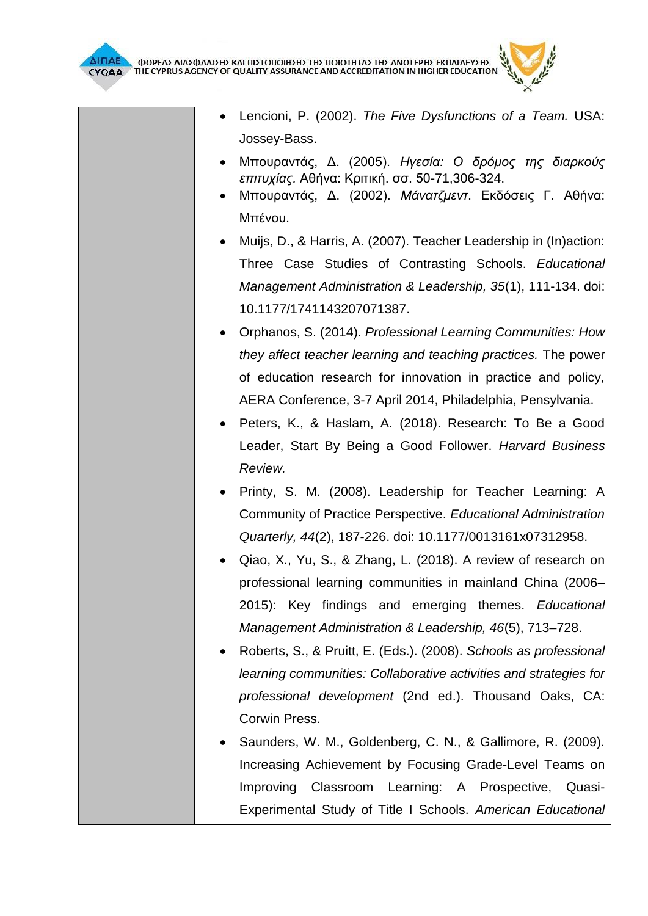|  |  |
|---|---|
|  | • Lencioni, P. (2002). *The Five Dysfunctions of a Team.* USA: Jossey-Bass.<br>• Μπουραντάς, Δ. (2005). *Ηγεσία: Ο δρόμος της διαρκούς επιτυχίας.* Αθήνα: Κριτική. σσ. 50-71,306-324.<br>• Μπουραντάς, Δ. (2002). *Μάνατζμεντ.* Εκδόσεις Γ. Αθήνα: Μπένου.<br>• Muijs, D., & Harris, A. (2007). Teacher Leadership in (In)action: Three Case Studies of Contrasting Schools. *Educational Management Administration & Leadership, 35*(1), 111-134. doi: 10.1177/1741143207071387.<br>• Orphanos, S. (2014). *Professional Learning Communities: How they affect teacher learning and teaching practices.* The power of education research for innovation in practice and policy, AERA Conference, 3-7 April 2014, Philadelphia, Pensylvania.<br>• Peters, K., & Haslam, A. (2018). Research: To Be a Good Leader, Start By Being a Good Follower. *Harvard Business Review.*<br>• Printy, S. M. (2008). Leadership for Teacher Learning: A Community of Practice Perspective. *Educational Administration Quarterly, 44*(2), 187-226. doi: 10.1177/0013161x07312958.<br>• Qiao, X., Yu, S., & Zhang, L. (2018). A review of research on professional learning communities in mainland China (2006–2015): Key findings and emerging themes. *Educational Management Administration & Leadership, 46*(5), 713–728.<br>• Roberts, S., & Pruitt, E. (Eds.). (2008). *Schools as professional learning communities: Collaborative activities and strategies for professional development* (2nd ed.). Thousand Oaks, CA: Corwin Press.<br>• Saunders, W. M., Goldenberg, C. N., & Gallimore, R. (2009). Increasing Achievement by Focusing Grade-Level Teams on Improving Classroom Learning: A Prospective, Quasi-Experimental Study of Title I Schools. *American Educational* |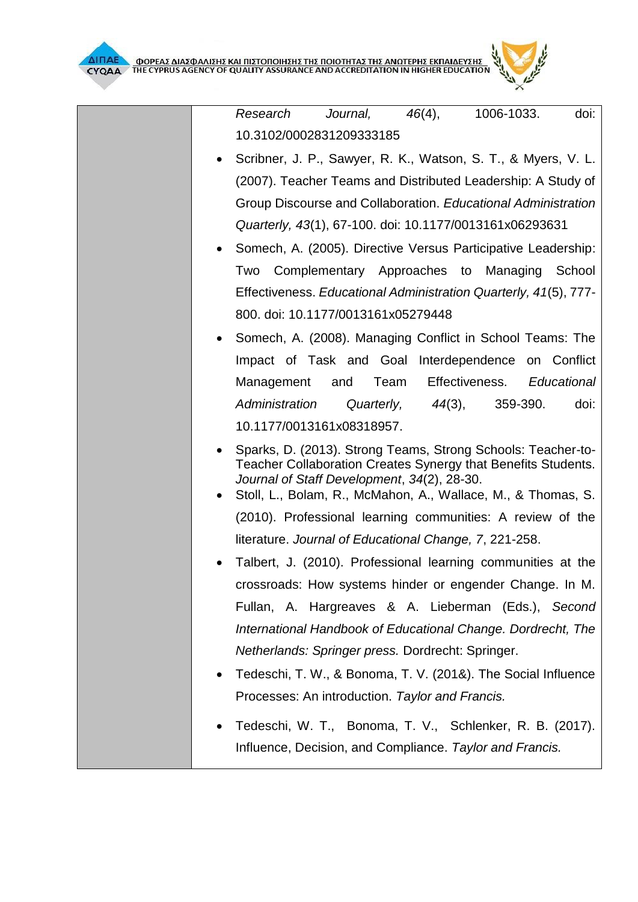| | *Research Journal, 46*(4), 1006-1033. doi: 10.3102/0002831209333185<br>• Scribner, J. P., Sawyer, R. K., Watson, S. T., & Myers, V. L. (2007). Teacher Teams and Distributed Leadership: A Study of Group Discourse and Collaboration. *Educational Administration Quarterly, 43*(1), 67-100. doi: 10.1177/0013161x06293631<br>• Somech, A. (2005). Directive Versus Participative Leadership: Two Complementary Approaches to Managing School Effectiveness. *Educational Administration Quarterly, 41*(5), 777-800. doi: 10.1177/0013161x05279448<br>• Somech, A. (2008). Managing Conflict in School Teams: The Impact of Task and Goal Interdependence on Conflict Management and Team Effectiveness. *Educational Administration Quarterly, 44*(3), 359-390. doi: 10.1177/0013161x08318957.<br>• Sparks, D. (2013). Strong Teams, Strong Schools: Teacher-to-Teacher Collaboration Creates Synergy that Benefits Students. *Journal of Staff Development*, *34*(2), 28-30.<br>• Stoll, L., Bolam, R., McMahon, A., Wallace, M., & Thomas, S. (2010). Professional learning communities: A review of the literature. *Journal of Educational Change, 7*, 221-258.<br>• Talbert, J. (2010). Professional learning communities at the crossroads: How systems hinder or engender Change. In M. Fullan, A. Hargreaves & A. Lieberman (Eds.), *Second International Handbook of Educational Change. Dordrecht, The Netherlands: Springer press.* Dordrecht: Springer.<br>• Tedeschi, T. W., & Bonoma, T. V. (201&). The Social Influence Processes: An introduction. *Taylor and Francis.*<br>• Tedeschi, W. T., Bonoma, T. V., Schlenker, R. B. (2017). Influence, Decision, and Compliance. *Taylor and Francis.* |
|---|---|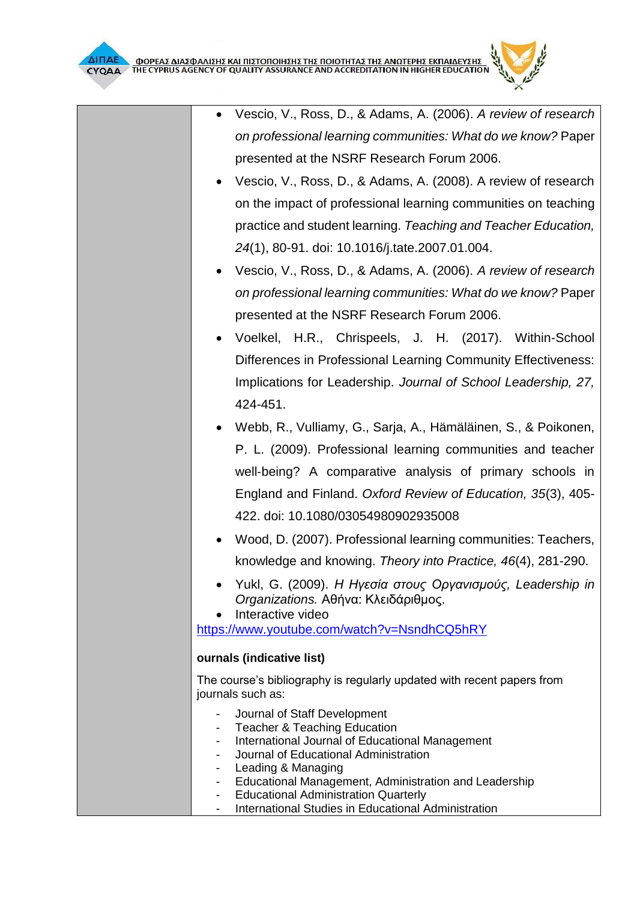| | |
|---|---|
| | - Vescio, V., Ross, D., & Adams, A. (2006). *A review of research on professional learning communities: What do we know?* Paper presented at the NSRF Research Forum 2006.<br>- Vescio, V., Ross, D., & Adams, A. (2008). A review of research on the impact of professional learning communities on teaching practice and student learning. *Teaching and Teacher Education, 24*(1), 80-91. doi: 10.1016/j.tate.2007.01.004.<br>- Vescio, V., Ross, D., & Adams, A. (2006). *A review of research on professional learning communities: What do we know?* Paper presented at the NSRF Research Forum 2006.<br>- Voelkel, H.R., Chrispeels, J. H. (2017). Within-School Differences in Professional Learning Community Effectiveness: Implications for Leadership. *Journal of School Leadership, 27,* 424-451.<br>- Webb, R., Vulliamy, G., Sarja, A., Hämäläinen, S., & Poikonen, P. L. (2009). Professional learning communities and teacher well-being? A comparative analysis of primary schools in England and Finland. *Oxford Review of Education, 35*(3), 405-422. doi: 10.1080/03054980902935008<br>- Wood, D. (2007). Professional learning communities: Teachers, knowledge and knowing. *Theory into Practice, 46*(4), 281-290.<br>- Yukl, G. (2009). *Η Ηγεσία στους Οργανισμούς, Leadership in Organizations.* Αθήνα: Κλειδάριθμος.<br>- Interactive video<br>https://www.youtube.com/watch?v=NsndhCQ5hRY<br><br>**ournals (indicative list)**<br><br>The course's bibliography is regularly updated with recent papers from journals such as:<br><br>- Journal of Staff Development<br>- Teacher & Teaching Education<br>- International Journal of Educational Management<br>- Journal of Educational Administration<br>- Leading & Managing<br>- Educational Management, Administration and Leadership<br>- Educational Administration Quarterly<br>- International Studies in Educational Administration |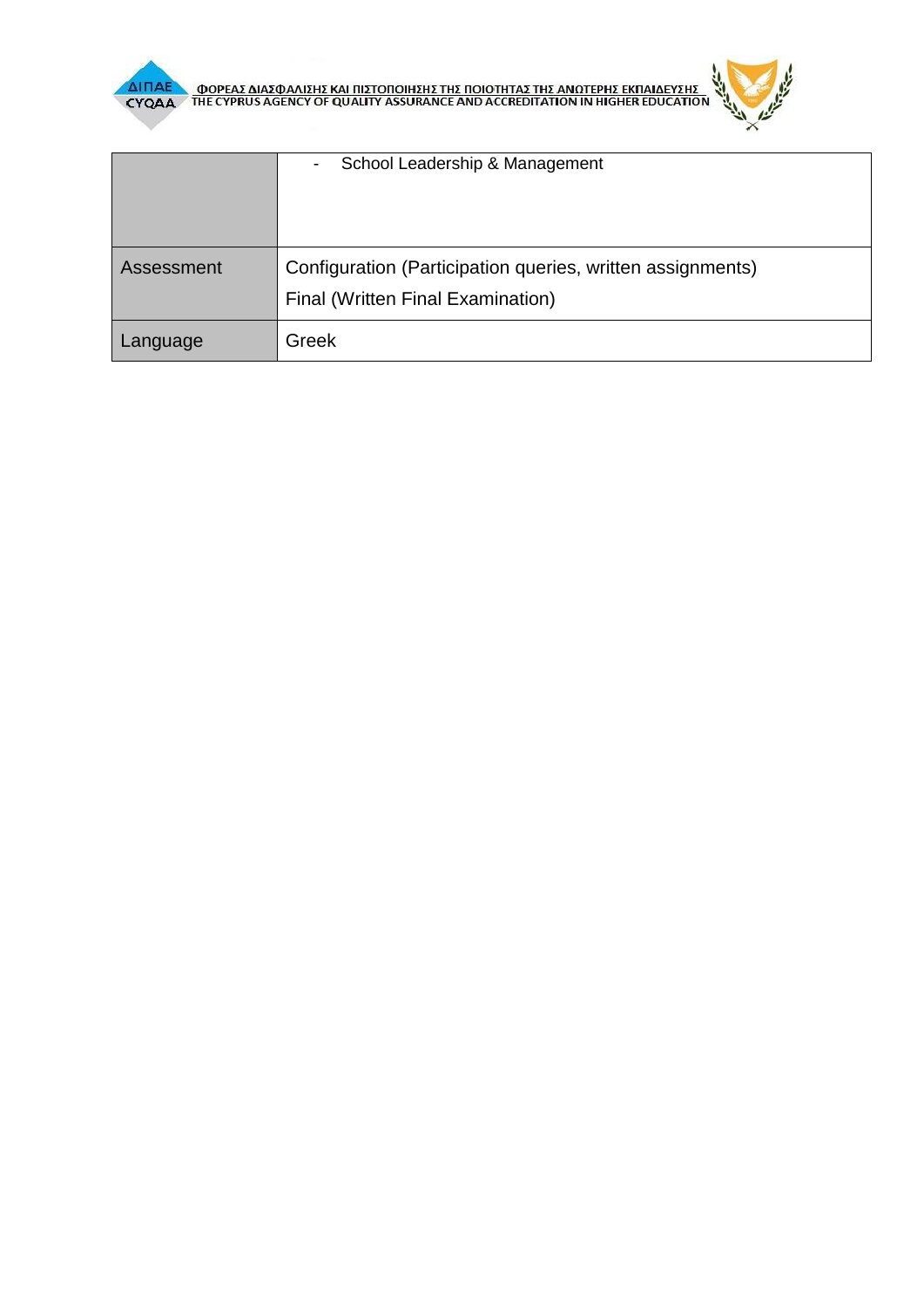| | |
|---|---|
| | - School Leadership & Management |
| Assessment | Configuration (Participation queries, written assignments)<br>Final (Written Final Examination) |
| Language | Greek |